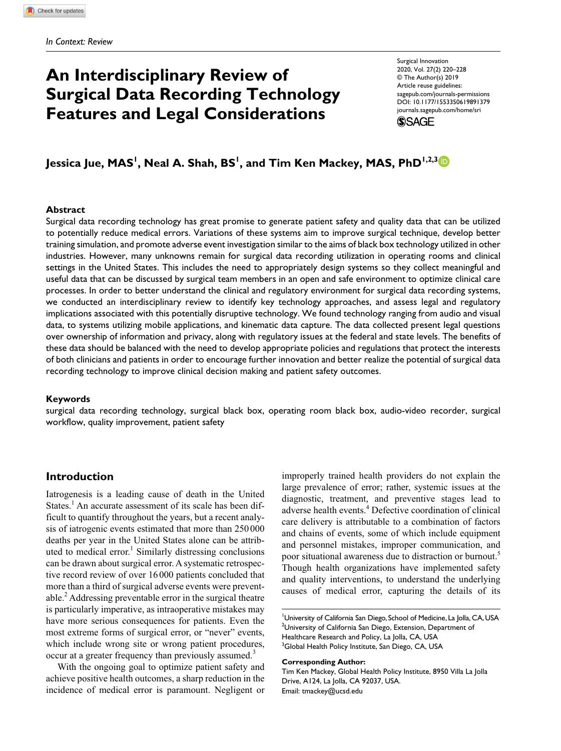*In Context: Review*

# An Interdisciplinary Review of Surgical Data Recording Technology Features and Legal Considerations

Jessica Jue, MAS[1], Neal A. Shah, BS[1], and Tim Ken Mackey, MAS, PhD[1,2,3]

## Abstract

Surgical data recording technology has great promise to generate patient safety and quality data that can be utilized to potentially reduce medical errors. Variations of these systems aim to improve surgical technique, develop better training simulation, and promote adverse event investigation similar to the aims of black box technology utilized in other industries. However, many unknowns remain for surgical data recording utilization in operating rooms and clinical settings in the United States. This includes the need to appropriately design systems so they collect meaningful and useful data that can be discussed by surgical team members in an open and safe environment to optimize clinical care processes. In order to better understand the clinical and regulatory environment for surgical data recording systems, we conducted an interdisciplinary review to identify key technology approaches, and assess legal and regulatory implications associated with this potentially disruptive technology. We found technology ranging from audio and visual data, to systems utilizing mobile applications, and kinematic data capture. The data collected present legal questions over ownership of information and privacy, along with regulatory issues at the federal and state levels. The benefits of these data should be balanced with the need to develop appropriate policies and regulations that protect the interests of both clinicians and patients in order to encourage further innovation and better realize the potential of surgical data recording technology to improve clinical decision making and patient safety outcomes.

### Keywords

surgical data recording technology, surgical black box, operating room black box, audio-video recorder, surgical workflow, quality improvement, patient safety

## Introduction

Iatrogenesis is a leading cause of death in the United States.[1] An accurate assessment of its scale has been difficult to quantify throughout the years, but a recent analysis of iatrogenic events estimated that more than 250 000 deaths per year in the United States alone can be attributed to medical error.[1] Similarly distressing conclusions can be drawn about surgical error. A systematic retrospective record review of over 16 000 patients concluded that more than a third of surgical adverse events were preventable.[2] Addressing preventable error in the surgical theatre is particularly imperative, as intraoperative mistakes may have more serious consequences for patients. Even the most extreme forms of surgical error, or "never" events, which include wrong site or wrong patient procedures, occur at a greater frequency than previously assumed.[3]

With the ongoing goal to optimize patient safety and achieve positive health outcomes, a sharp reduction in the incidence of medical error is paramount. Negligent or improperly trained health providers do not explain the large prevalence of error; rather, systemic issues at the diagnostic, treatment, and preventive stages lead to adverse health events.[4] Defective coordination of clinical care delivery is attributable to a combination of factors and chains of events, some of which include equipment and personnel mistakes, improper communication, and poor situational awareness due to distraction or burnout.[5] Though health organizations have implemented safety and quality interventions, to understand the underlying causes of medical error, capturing the details of its

[1]University of California San Diego, School of Medicine, La Jolla, CA, USA
[2]University of California San Diego, Extension, Department of Healthcare Research and Policy, La Jolla, CA, USA
[3]Global Health Policy Institute, San Diego, CA, USA

**Corresponding Author:**
Tim Ken Mackey, Global Health Policy Institute, 8950 Villa La Jolla Drive, A124, La Jolla, CA 92037, USA.
Email: tmackey@ucsd.edu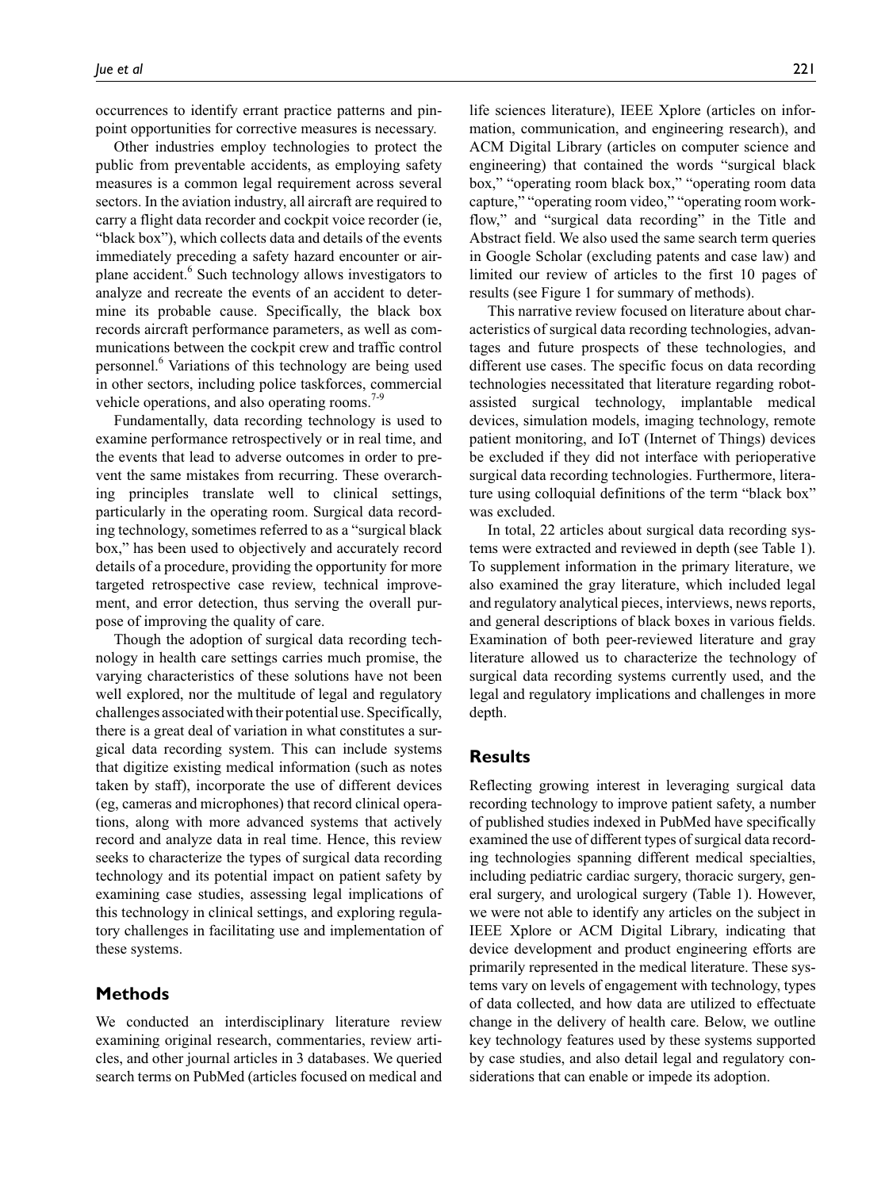occurrences to identify errant practice patterns and pinpoint opportunities for corrective measures is necessary.

Other industries employ technologies to protect the public from preventable accidents, as employing safety measures is a common legal requirement across several sectors. In the aviation industry, all aircraft are required to carry a flight data recorder and cockpit voice recorder (ie, "black box"), which collects data and details of the events immediately preceding a safety hazard encounter or airplane accident.[6] Such technology allows investigators to analyze and recreate the events of an accident to determine its probable cause. Specifically, the black box records aircraft performance parameters, as well as communications between the cockpit crew and traffic control personnel.[6] Variations of this technology are being used in other sectors, including police taskforces, commercial vehicle operations, and also operating rooms.[7-9]

Fundamentally, data recording technology is used to examine performance retrospectively or in real time, and the events that lead to adverse outcomes in order to prevent the same mistakes from recurring. These overarching principles translate well to clinical settings, particularly in the operating room. Surgical data recording technology, sometimes referred to as a "surgical black box," has been used to objectively and accurately record details of a procedure, providing the opportunity for more targeted retrospective case review, technical improvement, and error detection, thus serving the overall purpose of improving the quality of care.

Though the adoption of surgical data recording technology in health care settings carries much promise, the varying characteristics of these solutions have not been well explored, nor the multitude of legal and regulatory challenges associated with their potential use. Specifically, there is a great deal of variation in what constitutes a surgical data recording system. This can include systems that digitize existing medical information (such as notes taken by staff), incorporate the use of different devices (eg, cameras and microphones) that record clinical operations, along with more advanced systems that actively record and analyze data in real time. Hence, this review seeks to characterize the types of surgical data recording technology and its potential impact on patient safety by examining case studies, assessing legal implications of this technology in clinical settings, and exploring regulatory challenges in facilitating use and implementation of these systems.

## Methods

We conducted an interdisciplinary literature review examining original research, commentaries, review articles, and other journal articles in 3 databases. We queried search terms on PubMed (articles focused on medical and life sciences literature), IEEE Xplore (articles on information, communication, and engineering research), and ACM Digital Library (articles on computer science and engineering) that contained the words "surgical black box," "operating room black box," "operating room data capture," "operating room video," "operating room workflow," and "surgical data recording" in the Title and Abstract field. We also used the same search term queries in Google Scholar (excluding patents and case law) and limited our review of articles to the first 10 pages of results (see Figure 1 for summary of methods).

This narrative review focused on literature about characteristics of surgical data recording technologies, advantages and future prospects of these technologies, and different use cases. The specific focus on data recording technologies necessitated that literature regarding robot-assisted surgical technology, implantable medical devices, simulation models, imaging technology, remote patient monitoring, and IoT (Internet of Things) devices be excluded if they did not interface with perioperative surgical data recording technologies. Furthermore, literature using colloquial definitions of the term "black box" was excluded.

In total, 22 articles about surgical data recording systems were extracted and reviewed in depth (see Table 1). To supplement information in the primary literature, we also examined the gray literature, which included legal and regulatory analytical pieces, interviews, news reports, and general descriptions of black boxes in various fields. Examination of both peer-reviewed literature and gray literature allowed us to characterize the technology of surgical data recording systems currently used, and the legal and regulatory implications and challenges in more depth.

## Results

Reflecting growing interest in leveraging surgical data recording technology to improve patient safety, a number of published studies indexed in PubMed have specifically examined the use of different types of surgical data recording technologies spanning different medical specialties, including pediatric cardiac surgery, thoracic surgery, general surgery, and urological surgery (Table 1). However, we were not able to identify any articles on the subject in IEEE Xplore or ACM Digital Library, indicating that device development and product engineering efforts are primarily represented in the medical literature. These systems vary on levels of engagement with technology, types of data collected, and how data are utilized to effectuate change in the delivery of health care. Below, we outline key technology features used by these systems supported by case studies, and also detail legal and regulatory considerations that can enable or impede its adoption.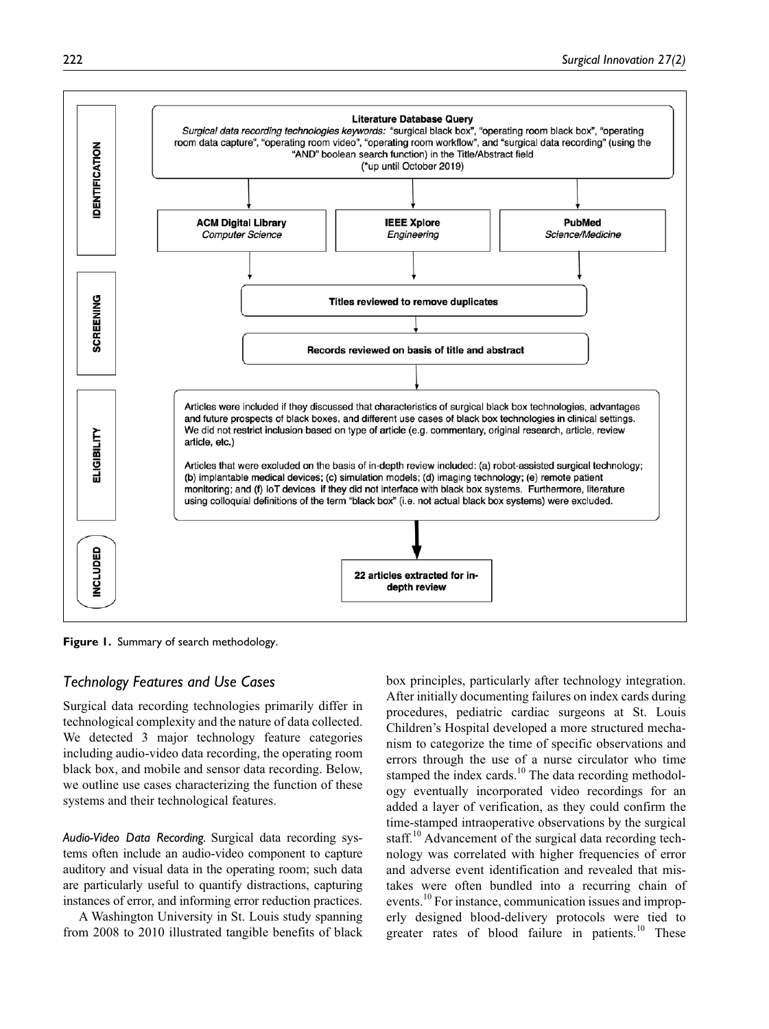**IDENTIFICATION**

**Literature Database Query**

*Surgical data recording technologies keywords:* "surgical black box", "operating room black box", "operating room data capture", "operating room video", "operating room workflow", and "surgical data recording" (using the "AND" boolean search function) in the Title/Abstract field
(*up until October 2019)

- **ACM Digital Library** — *Computer Science*
- **IEEE Xplore** — *Engineering*
- **PubMed** — *Science/Medicine*

**SCREENING**

**Titles reviewed to remove duplicates**

**Records reviewed on basis of title and abstract**

**ELIGIBILITY**

Articles were included if they discussed that characteristics of surgical black box technologies, advantages and future prospects of black boxes, and different use cases of black box technologies in clinical settings. We did not restrict inclusion based on type of article (e.g. commentary, original research, article, review article, etc.)

Articles that were excluded on the basis of in-depth review included: (a) robot-assisted surgical technology; (b) implantable medical devices; (c) simulation models; (d) imaging technology; (e) remote patient monitoring; and (f) IoT devices if they did not interface with black box systems. Furthermore, literature using colloquial definitions of the term "black box" (i.e. not actual black box systems) were excluded.

**INCLUDED**

**22 articles extracted for in-depth review**

**Figure 1.** Summary of search methodology.

## *Technology Features and Use Cases*

Surgical data recording technologies primarily differ in technological complexity and the nature of data collected. We detected 3 major technology feature categories including audio-video data recording, the operating room black box, and mobile and sensor data recording. Below, we outline use cases characterizing the function of these systems and their technological features.

*Audio-Video Data Recording.* Surgical data recording systems often include an audio-video component to capture auditory and visual data in the operating room; such data are particularly useful to quantify distractions, capturing instances of error, and informing error reduction practices.

A Washington University in St. Louis study spanning from 2008 to 2010 illustrated tangible benefits of black box principles, particularly after technology integration. After initially documenting failures on index cards during procedures, pediatric cardiac surgeons at St. Louis Children's Hospital developed a more structured mechanism to categorize the time of specific observations and errors through the use of a nurse circulator who time stamped the index cards.[10] The data recording methodology eventually incorporated video recordings for an added a layer of verification, as they could confirm the time-stamped intraoperative observations by the surgical staff.[10] Advancement of the surgical data recording technology was correlated with higher frequencies of error and adverse event identification and revealed that mistakes were often bundled into a recurring chain of events.[10] For instance, communication issues and improperly designed blood-delivery protocols were tied to greater rates of blood failure in patients.[10] These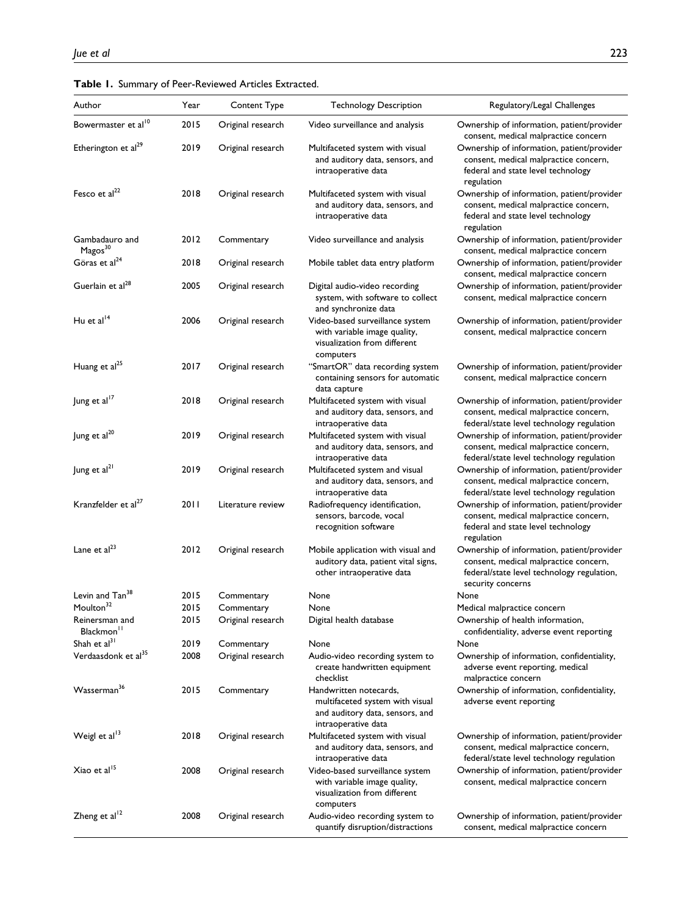**Table 1.** Summary of Peer-Reviewed Articles Extracted.

| Author | Year | Content Type | Technology Description | Regulatory/Legal Challenges |
|---|---|---|---|---|
| Bowermaster et al[10] | 2015 | Original research | Video surveillance and analysis | Ownership of information, patient/provider consent, medical malpractice concern |
| Etherington et al[29] | 2019 | Original research | Multifaceted system with visual and auditory data, sensors, and intraoperative data | Ownership of information, patient/provider consent, medical malpractice concern, federal and state level technology regulation |
| Fesco et al[22] | 2018 | Original research | Multifaceted system with visual and auditory data, sensors, and intraoperative data | Ownership of information, patient/provider consent, medical malpractice concern, federal and state level technology regulation |
| Gambadauro and Magos[30] | 2012 | Commentary | Video surveillance and analysis | Ownership of information, patient/provider consent, medical malpractice concern |
| Göras et al[24] | 2018 | Original research | Mobile tablet data entry platform | Ownership of information, patient/provider consent, medical malpractice concern |
| Guerlain et al[28] | 2005 | Original research | Digital audio-video recording system, with software to collect and synchronize data | Ownership of information, patient/provider consent, medical malpractice concern |
| Hu et al[14] | 2006 | Original research | Video-based surveillance system with variable image quality, visualization from different computers | Ownership of information, patient/provider consent, medical malpractice concern |
| Huang et al[25] | 2017 | Original research | "SmartOR" data recording system containing sensors for automatic data capture | Ownership of information, patient/provider consent, medical malpractice concern |
| Jung et al[17] | 2018 | Original research | Multifaceted system with visual and auditory data, sensors, and intraoperative data | Ownership of information, patient/provider consent, medical malpractice concern, federal/state level technology regulation |
| Jung et al[20] | 2019 | Original research | Multifaceted system with visual and auditory data, sensors, and intraoperative data | Ownership of information, patient/provider consent, medical malpractice concern, federal/state level technology regulation |
| Jung et al[21] | 2019 | Original research | Multifaceted system and visual and auditory data, sensors, and intraoperative data | Ownership of information, patient/provider consent, medical malpractice concern, federal/state level technology regulation |
| Kranzfelder et al[27] | 2011 | Literature review | Radiofrequency identification, sensors, barcode, vocal recognition software | Ownership of information, patient/provider consent, medical malpractice concern, federal and state level technology regulation |
| Lane et al[23] | 2012 | Original research | Mobile application with visual and auditory data, patient vital signs, other intraoperative data | Ownership of information, patient/provider consent, medical malpractice concern, federal/state level technology regulation, security concerns |
| Levin and Tan[38] | 2015 | Commentary | None | None |
| Moulton[32] | 2015 | Commentary | None | Medical malpractice concern |
| Reinersman and Blackmon[11] | 2015 | Original research | Digital health database | Ownership of health information, confidentiality, adverse event reporting |
| Shah et al[31] | 2019 | Commentary | None | None |
| Verdaasdonk et al[35] | 2008 | Original research | Audio-video recording system to create handwritten equipment checklist | Ownership of information, confidentiality, adverse event reporting, medical malpractice concern |
| Wasserman[36] | 2015 | Commentary | Handwritten notecards, multifaceted system with visual and auditory data, sensors, and intraoperative data | Ownership of information, confidentiality, adverse event reporting |
| Weigl et al[13] | 2018 | Original research | Multifaceted system with visual and auditory data, sensors, and intraoperative data | Ownership of information, patient/provider consent, medical malpractice concern, federal/state level technology regulation |
| Xiao et al[15] | 2008 | Original research | Video-based surveillance system with variable image quality, visualization from different computers | Ownership of information, patient/provider consent, medical malpractice concern |
| Zheng et al[12] | 2008 | Original research | Audio-video recording system to quantify disruption/distractions | Ownership of information, patient/provider consent, medical malpractice concern |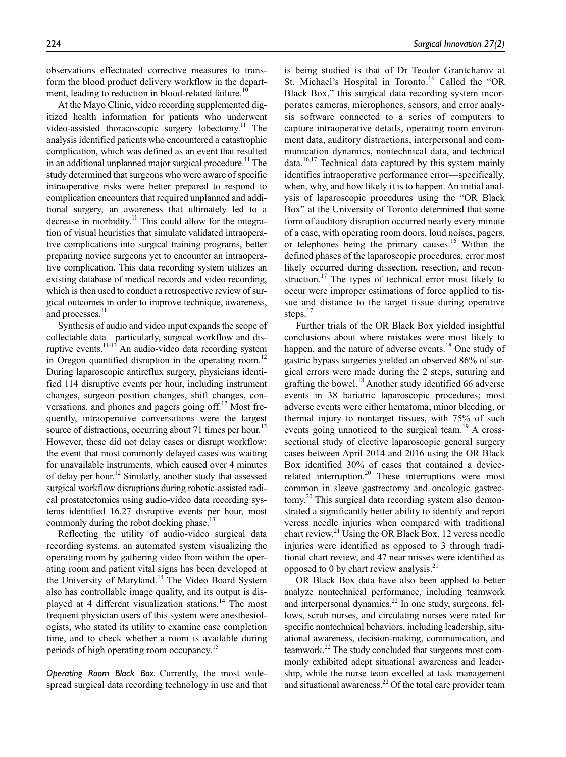observations effectuated corrective measures to transform the blood product delivery workflow in the department, leading to reduction in blood-related failure.[10]

At the Mayo Clinic, video recording supplemented digitized health information for patients who underwent video-assisted thoracoscopic surgery lobectomy.[11] The analysis identified patients who encountered a catastrophic complication, which was defined as an event that resulted in an additional unplanned major surgical procedure.[11] The study determined that surgeons who were aware of specific intraoperative risks were better prepared to respond to complication encounters that required unplanned and additional surgery, an awareness that ultimately led to a decrease in morbidity.[11] This could allow for the integration of visual heuristics that simulate validated intraoperative complications into surgical training programs, better preparing novice surgeons yet to encounter an intraoperative complication. This data recording system utilizes an existing database of medical records and video recording, which is then used to conduct a retrospective review of surgical outcomes in order to improve technique, awareness, and processes.[11]

Synthesis of audio and video input expands the scope of collectable data—particularly, surgical workflow and disruptive events.[11-13] An audio-video data recording system in Oregon quantified disruption in the operating room.[12] During laparoscopic antireflux surgery, physicians identified 114 disruptive events per hour, including instrument changes, surgeon position changes, shift changes, conversations, and phones and pagers going off.[12] Most frequently, intraoperative conversations were the largest source of distractions, occurring about 71 times per hour.[12] However, these did not delay cases or disrupt workflow; the event that most commonly delayed cases was waiting for unavailable instruments, which caused over 4 minutes of delay per hour.[12] Similarly, another study that assessed surgical workflow disruptions during robotic-assisted radical prostatectomies using audio-video data recording systems identified 16.27 disruptive events per hour, most commonly during the robot docking phase.[13]

Reflecting the utility of audio-video surgical data recording systems, an automated system visualizing the operating room by gathering video from within the operating room and patient vital signs has been developed at the University of Maryland.[14] The Video Board System also has controllable image quality, and its output is displayed at 4 different visualization stations.[14] The most frequent physician users of this system were anesthesiologists, who stated its utility to examine case completion time, and to check whether a room is available during periods of high operating room occupancy.[15]

*Operating Room Black Box.* Currently, the most widespread surgical data recording technology in use and that is being studied is that of Dr Teodor Grantcharov at St. Michael's Hospital in Toronto.[16] Called the "OR Black Box," this surgical data recording system incorporates cameras, microphones, sensors, and error analysis software connected to a series of computers to capture intraoperative details, operating room environment data, auditory distractions, interpersonal and communication dynamics, nontechnical data, and technical data.[16,17] Technical data captured by this system mainly identifies intraoperative performance error—specifically, when, why, and how likely it is to happen. An initial analysis of laparoscopic procedures using the "OR Black Box" at the University of Toronto determined that some form of auditory disruption occurred nearly every minute of a case, with operating room doors, loud noises, pagers, or telephones being the primary causes.[16] Within the defined phases of the laparoscopic procedures, error most likely occurred during dissection, resection, and reconstruction.[17] The types of technical error most likely to occur were improper estimations of force applied to tissue and distance to the target tissue during operative steps.[17]

Further trials of the OR Black Box yielded insightful conclusions about where mistakes were most likely to happen, and the nature of adverse events.[18] One study of gastric bypass surgeries yielded an observed 86% of surgical errors were made during the 2 steps, suturing and grafting the bowel.[18] Another study identified 66 adverse events in 38 bariatric laparoscopic procedures; most adverse events were either hematoma, minor bleeding, or thermal injury to nontarget tissues, with 75% of such events going unnoticed to the surgical team.[19] A cross-sectional study of elective laparoscopic general surgery cases between April 2014 and 2016 using the OR Black Box identified 30% of cases that contained a device-related interruption.[20] These interruptions were most common in sleeve gastrectomy and oncologic gastrectomy.[20] This surgical data recording system also demonstrated a significantly better ability to identify and report veress needle injuries when compared with traditional chart review.[21] Using the OR Black Box, 12 veress needle injuries were identified as opposed to 3 through traditional chart review, and 47 near misses were identified as opposed to 0 by chart review analysis.[21]

OR Black Box data have also been applied to better analyze nontechnical performance, including teamwork and interpersonal dynamics.[22] In one study, surgeons, fellows, scrub nurses, and circulating nurses were rated for specific nontechnical behaviors, including leadership, situational awareness, decision-making, communication, and teamwork.[22] The study concluded that surgeons most commonly exhibited adept situational awareness and leadership, while the nurse team excelled at task management and situational awareness.[22] Of the total care provider team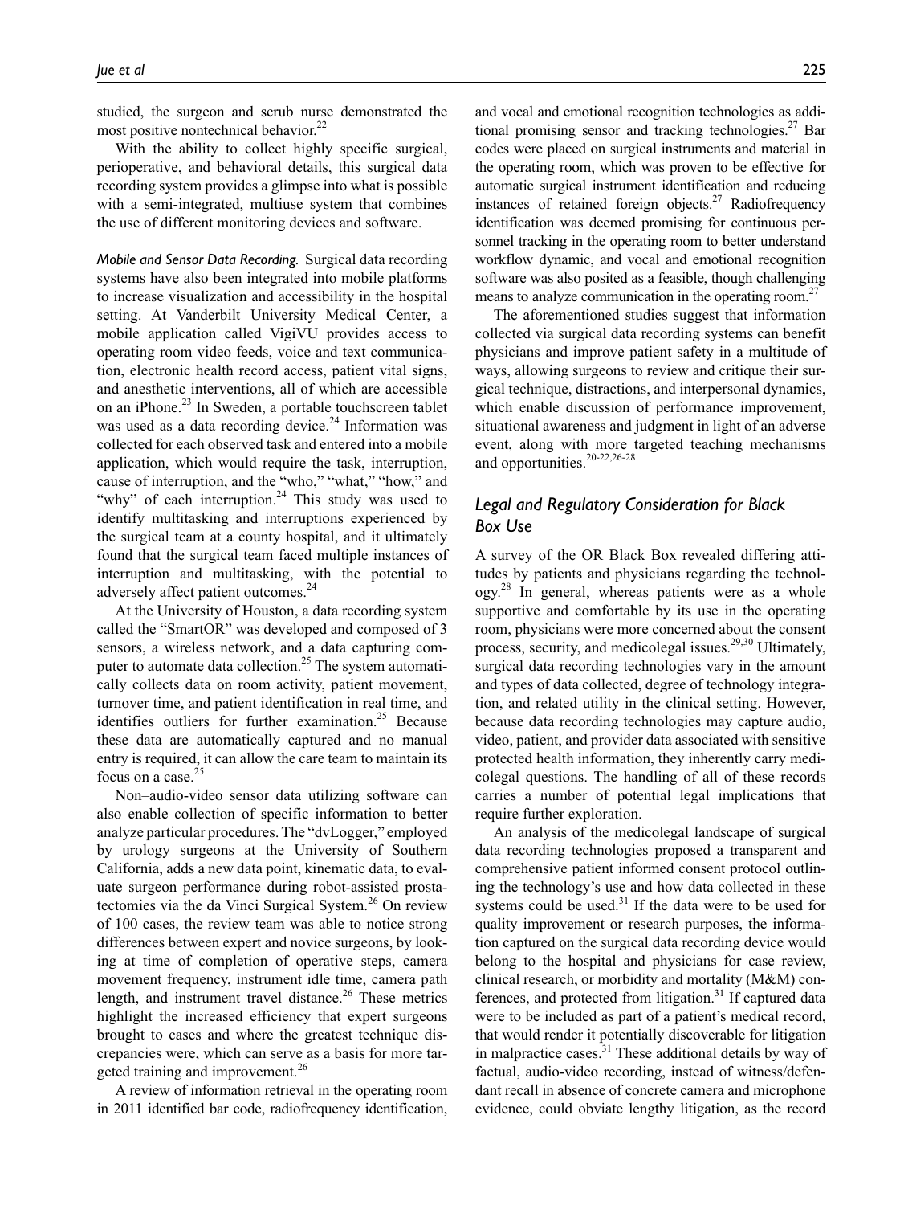studied, the surgeon and scrub nurse demonstrated the most positive nontechnical behavior.[22]

With the ability to collect highly specific surgical, perioperative, and behavioral details, this surgical data recording system provides a glimpse into what is possible with a semi-integrated, multiuse system that combines the use of different monitoring devices and software.

*Mobile and Sensor Data Recording.* Surgical data recording systems have also been integrated into mobile platforms to increase visualization and accessibility in the hospital setting. At Vanderbilt University Medical Center, a mobile application called VigiVU provides access to operating room video feeds, voice and text communication, electronic health record access, patient vital signs, and anesthetic interventions, all of which are accessible on an iPhone.[23] In Sweden, a portable touchscreen tablet was used as a data recording device.[24] Information was collected for each observed task and entered into a mobile application, which would require the task, interruption, cause of interruption, and the "who," "what," "how," and "why" of each interruption.[24] This study was used to identify multitasking and interruptions experienced by the surgical team at a county hospital, and it ultimately found that the surgical team faced multiple instances of interruption and multitasking, with the potential to adversely affect patient outcomes.[24]

At the University of Houston, a data recording system called the "SmartOR" was developed and composed of 3 sensors, a wireless network, and a data capturing computer to automate data collection.[25] The system automatically collects data on room activity, patient movement, turnover time, and patient identification in real time, and identifies outliers for further examination.[25] Because these data are automatically captured and no manual entry is required, it can allow the care team to maintain its focus on a case.[25]

Non–audio-video sensor data utilizing software can also enable collection of specific information to better analyze particular procedures. The "dvLogger," employed by urology surgeons at the University of Southern California, adds a new data point, kinematic data, to evaluate surgeon performance during robot-assisted prostatectomies via the da Vinci Surgical System.[26] On review of 100 cases, the review team was able to notice strong differences between expert and novice surgeons, by looking at time of completion of operative steps, camera movement frequency, instrument idle time, camera path length, and instrument travel distance.[26] These metrics highlight the increased efficiency that expert surgeons brought to cases and where the greatest technique discrepancies were, which can serve as a basis for more targeted training and improvement.[26]

A review of information retrieval in the operating room in 2011 identified bar code, radiofrequency identification, and vocal and emotional recognition technologies as additional promising sensor and tracking technologies.[27] Bar codes were placed on surgical instruments and material in the operating room, which was proven to be effective for automatic surgical instrument identification and reducing instances of retained foreign objects.[27] Radiofrequency identification was deemed promising for continuous personnel tracking in the operating room to better understand workflow dynamic, and vocal and emotional recognition software was also posited as a feasible, though challenging means to analyze communication in the operating room.[27]

The aforementioned studies suggest that information collected via surgical data recording systems can benefit physicians and improve patient safety in a multitude of ways, allowing surgeons to review and critique their surgical technique, distractions, and interpersonal dynamics, which enable discussion of performance improvement, situational awareness and judgment in light of an adverse event, along with more targeted teaching mechanisms and opportunities.[20-22,26-28]

## Legal and Regulatory Consideration for Black Box Use

A survey of the OR Black Box revealed differing attitudes by patients and physicians regarding the technology.[28] In general, whereas patients were as a whole supportive and comfortable by its use in the operating room, physicians were more concerned about the consent process, security, and medicolegal issues.[29,30] Ultimately, surgical data recording technologies vary in the amount and types of data collected, degree of technology integration, and related utility in the clinical setting. However, because data recording technologies may capture audio, video, patient, and provider data associated with sensitive protected health information, they inherently carry medicolegal questions. The handling of all of these records carries a number of potential legal implications that require further exploration.

An analysis of the medicolegal landscape of surgical data recording technologies proposed a transparent and comprehensive patient informed consent protocol outlining the technology's use and how data collected in these systems could be used.[31] If the data were to be used for quality improvement or research purposes, the information captured on the surgical data recording device would belong to the hospital and physicians for case review, clinical research, or morbidity and mortality (M&M) conferences, and protected from litigation.[31] If captured data were to be included as part of a patient's medical record, that would render it potentially discoverable for litigation in malpractice cases.[31] These additional details by way of factual, audio-video recording, instead of witness/defendant recall in absence of concrete camera and microphone evidence, could obviate lengthy litigation, as the record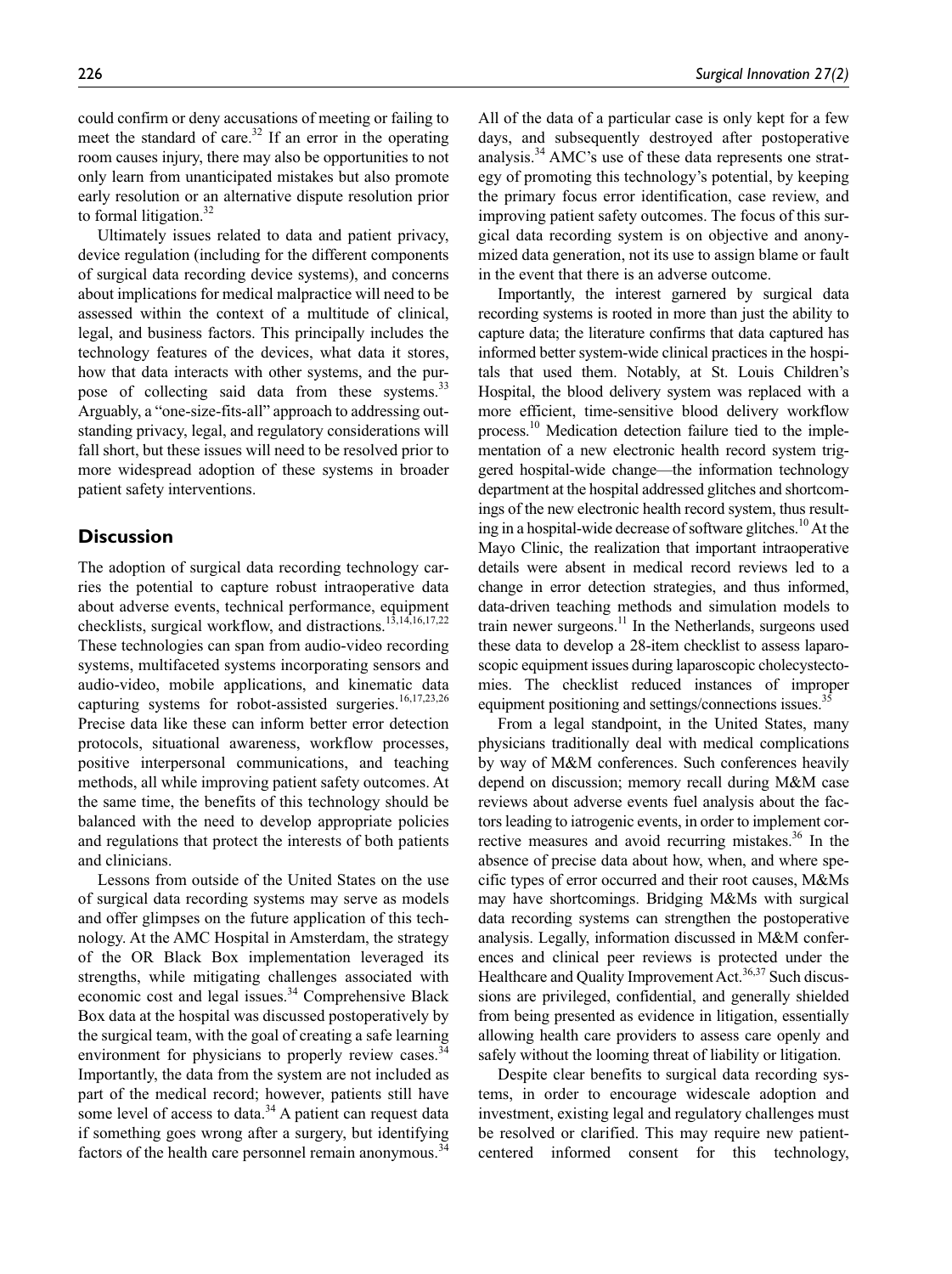could confirm or deny accusations of meeting or failing to meet the standard of care.[32] If an error in the operating room causes injury, there may also be opportunities to not only learn from unanticipated mistakes but also promote early resolution or an alternative dispute resolution prior to formal litigation.[32]

Ultimately issues related to data and patient privacy, device regulation (including for the different components of surgical data recording device systems), and concerns about implications for medical malpractice will need to be assessed within the context of a multitude of clinical, legal, and business factors. This principally includes the technology features of the devices, what data it stores, how that data interacts with other systems, and the purpose of collecting said data from these systems.[33] Arguably, a "one-size-fits-all" approach to addressing outstanding privacy, legal, and regulatory considerations will fall short, but these issues will need to be resolved prior to more widespread adoption of these systems in broader patient safety interventions.

## Discussion

The adoption of surgical data recording technology carries the potential to capture robust intraoperative data about adverse events, technical performance, equipment checklists, surgical workflow, and distractions.[13,14,16,17,22] These technologies can span from audio-video recording systems, multifaceted systems incorporating sensors and audio-video, mobile applications, and kinematic data capturing systems for robot-assisted surgeries.[16,17,23,26] Precise data like these can inform better error detection protocols, situational awareness, workflow processes, positive interpersonal communications, and teaching methods, all while improving patient safety outcomes. At the same time, the benefits of this technology should be balanced with the need to develop appropriate policies and regulations that protect the interests of both patients and clinicians.

Lessons from outside of the United States on the use of surgical data recording systems may serve as models and offer glimpses on the future application of this technology. At the AMC Hospital in Amsterdam, the strategy of the OR Black Box implementation leveraged its strengths, while mitigating challenges associated with economic cost and legal issues.[34] Comprehensive Black Box data at the hospital was discussed postoperatively by the surgical team, with the goal of creating a safe learning environment for physicians to properly review cases.[34] Importantly, the data from the system are not included as part of the medical record; however, patients still have some level of access to data.[34] A patient can request data if something goes wrong after a surgery, but identifying factors of the health care personnel remain anonymous.[34] All of the data of a particular case is only kept for a few days, and subsequently destroyed after postoperative analysis.[34] AMC's use of these data represents one strategy of promoting this technology's potential, by keeping the primary focus error identification, case review, and improving patient safety outcomes. The focus of this surgical data recording system is on objective and anonymized data generation, not its use to assign blame or fault in the event that there is an adverse outcome.

Importantly, the interest garnered by surgical data recording systems is rooted in more than just the ability to capture data; the literature confirms that data captured has informed better system-wide clinical practices in the hospitals that used them. Notably, at St. Louis Children's Hospital, the blood delivery system was replaced with a more efficient, time-sensitive blood delivery workflow process.[10] Medication detection failure tied to the implementation of a new electronic health record system triggered hospital-wide change—the information technology department at the hospital addressed glitches and shortcomings of the new electronic health record system, thus resulting in a hospital-wide decrease of software glitches.[10] At the Mayo Clinic, the realization that important intraoperative details were absent in medical record reviews led to a change in error detection strategies, and thus informed, data-driven teaching methods and simulation models to train newer surgeons.[11] In the Netherlands, surgeons used these data to develop a 28-item checklist to assess laparoscopic equipment issues during laparoscopic cholecystectomies. The checklist reduced instances of improper equipment positioning and settings/connections issues.[35]

From a legal standpoint, in the United States, many physicians traditionally deal with medical complications by way of M&M conferences. Such conferences heavily depend on discussion; memory recall during M&M case reviews about adverse events fuel analysis about the factors leading to iatrogenic events, in order to implement corrective measures and avoid recurring mistakes.[36] In the absence of precise data about how, when, and where specific types of error occurred and their root causes, M&Ms may have shortcomings. Bridging M&Ms with surgical data recording systems can strengthen the postoperative analysis. Legally, information discussed in M&M conferences and clinical peer reviews is protected under the Healthcare and Quality Improvement Act.[36,37] Such discussions are privileged, confidential, and generally shielded from being presented as evidence in litigation, essentially allowing health care providers to assess care openly and safely without the looming threat of liability or litigation.

Despite clear benefits to surgical data recording systems, in order to encourage widescale adoption and investment, existing legal and regulatory challenges must be resolved or clarified. This may require new patient-centered informed consent for this technology,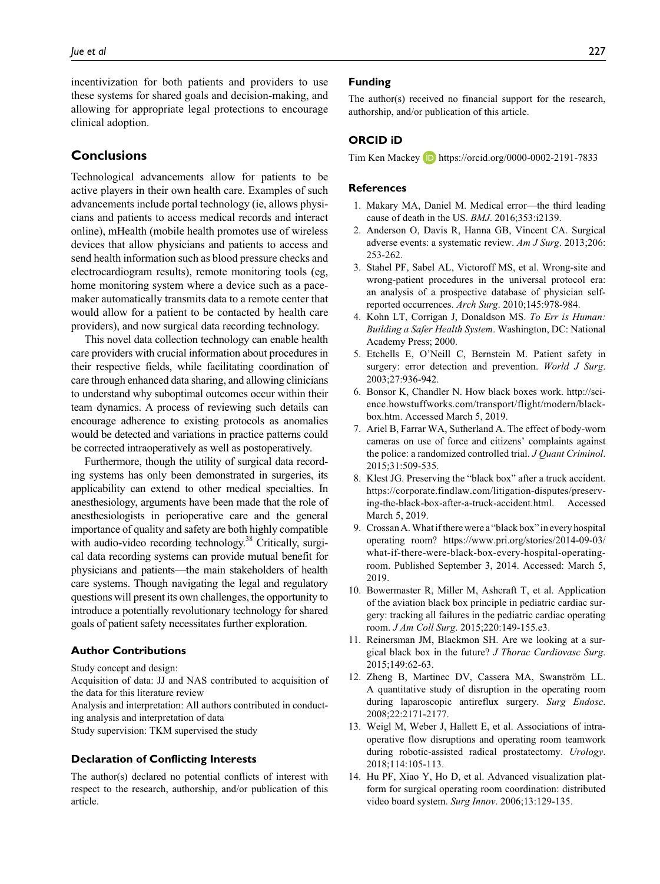incentivization for both patients and providers to use these systems for shared goals and decision-making, and allowing for appropriate legal protections to encourage clinical adoption.

## Conclusions

Technological advancements allow for patients to be active players in their own health care. Examples of such advancements include portal technology (ie, allows physicians and patients to access medical records and interact online), mHealth (mobile health promotes use of wireless devices that allow physicians and patients to access and send health information such as blood pressure checks and electrocardiogram results), remote monitoring tools (eg, home monitoring system where a device such as a pacemaker automatically transmits data to a remote center that would allow for a patient to be contacted by health care providers), and now surgical data recording technology.

This novel data collection technology can enable health care providers with crucial information about procedures in their respective fields, while facilitating coordination of care through enhanced data sharing, and allowing clinicians to understand why suboptimal outcomes occur within their team dynamics. A process of reviewing such details can encourage adherence to existing protocols as anomalies would be detected and variations in practice patterns could be corrected intraoperatively as well as postoperatively.

Furthermore, though the utility of surgical data recording systems has only been demonstrated in surgeries, its applicability can extend to other medical specialties. In anesthesiology, arguments have been made that the role of anesthesiologists in perioperative care and the general importance of quality and safety are both highly compatible with audio-video recording technology.[38] Critically, surgical data recording systems can provide mutual benefit for physicians and patients—the main stakeholders of health care systems. Though navigating the legal and regulatory questions will present its own challenges, the opportunity to introduce a potentially revolutionary technology for shared goals of patient safety necessitates further exploration.

### Author Contributions

Study concept and design:
Acquisition of data: JJ and NAS contributed to acquisition of the data for this literature review
Analysis and interpretation: All authors contributed in conducting analysis and interpretation of data
Study supervision: TKM supervised the study

### Declaration of Conflicting Interests

The author(s) declared no potential conflicts of interest with respect to the research, authorship, and/or publication of this article.

### Funding

The author(s) received no financial support for the research, authorship, and/or publication of this article.

### ORCID iD

Tim Ken Mackey https://orcid.org/0000-0002-2191-7833

### References

1. Makary MA, Daniel M. Medical error—the third leading cause of death in the US. *BMJ*. 2016;353:i2139.
2. Anderson O, Davis R, Hanna GB, Vincent CA. Surgical adverse events: a systematic review. *Am J Surg*. 2013;206:253-262.
3. Stahel PF, Sabel AL, Victoroff MS, et al. Wrong-site and wrong-patient procedures in the universal protocol era: an analysis of a prospective database of physician self-reported occurrences. *Arch Surg*. 2010;145:978-984.
4. Kohn LT, Corrigan J, Donaldson MS. *To Err is Human: Building a Safer Health System*. Washington, DC: National Academy Press; 2000.
5. Etchells E, O'Neill C, Bernstein M. Patient safety in surgery: error detection and prevention. *World J Surg*. 2003;27:936-942.
6. Bonsor K, Chandler N. How black boxes work. http://science.howstuffworks.com/transport/flight/modern/black-box.htm. Accessed March 5, 2019.
7. Ariel B, Farrar WA, Sutherland A. The effect of body-worn cameras on use of force and citizens' complaints against the police: a randomized controlled trial. *J Quant Criminol*. 2015;31:509-535.
8. Klest JG. Preserving the "black box" after a truck accident. https://corporate.findlaw.com/litigation-disputes/preserving-the-black-box-after-a-truck-accident.html. Accessed March 5, 2019.
9. Crossan A. What if there were a "black box" in every hospital operating room? https://www.pri.org/stories/2014-09-03/what-if-there-were-black-box-every-hospital-operating-room. Published September 3, 2014. Accessed: March 5, 2019.
10. Bowermaster R, Miller M, Ashcraft T, et al. Application of the aviation black box principle in pediatric cardiac surgery: tracking all failures in the pediatric cardiac operating room. *J Am Coll Surg*. 2015;220:149-155.e3.
11. Reinersman JM, Blackmon SH. Are we looking at a surgical black box in the future? *J Thorac Cardiovasc Surg*. 2015;149:62-63.
12. Zheng B, Martinec DV, Cassera MA, Swanström LL. A quantitative study of disruption in the operating room during laparoscopic antireflux surgery. *Surg Endosc*. 2008;22:2171-2177.
13. Weigl M, Weber J, Hallett E, et al. Associations of intraoperative flow disruptions and operating room teamwork during robotic-assisted radical prostatectomy. *Urology*. 2018;114:105-113.
14. Hu PF, Xiao Y, Ho D, et al. Advanced visualization platform for surgical operating room coordination: distributed video board system. *Surg Innov*. 2006;13:129-135.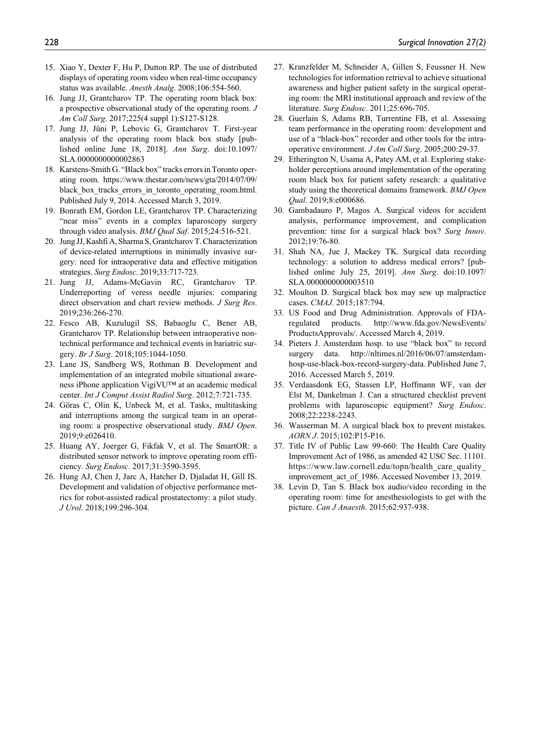15. Xiao Y, Dexter F, Hu P, Dutton RP. The use of distributed displays of operating room video when real-time occupancy status was available. *Anesth Analg*. 2008;106:554-560.
16. Jung JJ, Grantcharov TP. The operating room black box: a prospective observational study of the operating room. *J Am Coll Surg*. 2017;225(4 suppl 1):S127-S128.
17. Jung JJ, Jüni P, Lebovic G, Grantcharov T. First-year analysis of the operating room black box study [published online June 18, 2018]. *Ann Surg*. doi:10.1097/SLA.0000000000002863
18. Karstens-Smith G. "Black box" tracks errors in Toronto operating room. https://www.thestar.com/news/gta/2014/07/09/black_box_tracks_errors_in_toronto_operating_room.html. Published July 9, 2014. Accessed March 3, 2019.
19. Bonrath EM, Gordon LE, Grantcharov TP. Characterizing "near miss" events in a complex laparoscopy surgery through video analysis. *BMJ Qual Saf*. 2015;24:516-521.
20. Jung JJ, Kashfi A, Sharma S, Grantcharov T. Characterization of device-related interruptions in minimally invasive surgery: need for intraoperative data and effective mitigation strategies. *Surg Endosc*. 2019;33:717-723.
21. Jung JJ, Adams-McGavin RC, Grantcharov TP. Underreporting of veress needle injuries: comparing direct observation and chart review methods. *J Surg Res*. 2019;236:266-270.
22. Fesco AB, Kuzulugil SS, Babaoglu C, Bener AB, Grantcharov TP. Relationship between intraoperative non-technical performance and technical events in bariatric surgery. *Br J Surg*. 2018;105:1044-1050.
23. Lane JS, Sandberg WS, Rothman B. Development and implementation of an integrated mobile situational awareness iPhone application VigiVU™ at an academic medical center. *Int J Comput Assist Radiol Surg*. 2012;7:721-735.
24. Göras C, Olin K, Unbeck M, et al. Tasks, multitasking and interruptions among the surgical team in an operating room: a prospective observational study. *BMJ Open*. 2019;9:e026410.
25. Huang AY, Joerger G, Fikfak V, et al. The SmartOR: a distributed sensor network to improve operating room efficiency. *Surg Endosc*. 2017;31:3590-3595.
26. Hung AJ, Chen J, Jarc A, Hatcher D, Djaladat H, Gill IS. Development and validation of objective performance metrics for robot-assisted radical prostatectomy: a pilot study. *J Urol*. 2018;199:296-304.
27. Kranzfelder M, Schneider A, Gillen S, Feussner H. New technologies for information retrieval to achieve situational awareness and higher patient safety in the surgical operating room: the MRI institutional approach and review of the literature. *Surg Endosc*. 2011;25:696-705.
28. Guerlain S, Adams RB, Turrentine FB, et al. Assessing team performance in the operating room: development and use of a "black-box" recorder and other tools for the intraoperative environment. *J Am Coll Surg*. 2005;200:29-37.
29. Etherington N, Usama A, Patey AM, et al. Exploring stakeholder perceptions around implementation of the operating room black box for patient safety research: a qualitative study using the theoretical domains framework. *BMJ Open Qual*. 2019;8:e000686.
30. Gambadauro P, Magos A. Surgical videos for accident analysis, performance improvement, and complication prevention: time for a surgical black box? *Surg Innov*. 2012;19:76-80.
31. Shah NA, Jue J, Mackey TK. Surgical data recording technology: a solution to address medical errors? [published online July 25, 2019]. *Ann Surg*. doi:10.1097/SLA.0000000000003510
32. Moulton D. Surgical black box may sew up malpractice cases. *CMAJ*. 2015;187:794.
33. US Food and Drug Administration. Approvals of FDA-regulated products. http://www.fda.gov/NewsEvents/ProductsApprovals/. Accessed March 4, 2019.
34. Pieters J. Amsterdam hosp. to use "black box" to record surgery data. http://nltimes.nl/2016/06/07/amsterdam-hosp-use-black-box-record-surgery-data. Published June 7, 2016. Accessed March 5, 2019.
35. Verdaasdonk EG, Stassen LP, Hoffmann WF, van der Elst M, Dankelman J. Can a structured checklist prevent problems with laparoscopic equipment? *Surg Endosc*. 2008;22:2238-2243.
36. Wasserman M. A surgical black box to prevent mistakes. *AORN J*. 2015;102:P15-P16.
37. Title IV of Public Law 99-660: The Health Care Quality Improvement Act of 1986, as amended 42 USC Sec. 11101. https://www.law.cornell.edu/topn/health_care_quality_improvement_act_of_1986. Accessed November 13, 2019.
38. Levin D, Tan S. Black box audio/video recording in the operating room: time for anesthesiologists to get with the picture. *Can J Anaesth*. 2015;62:937-938.